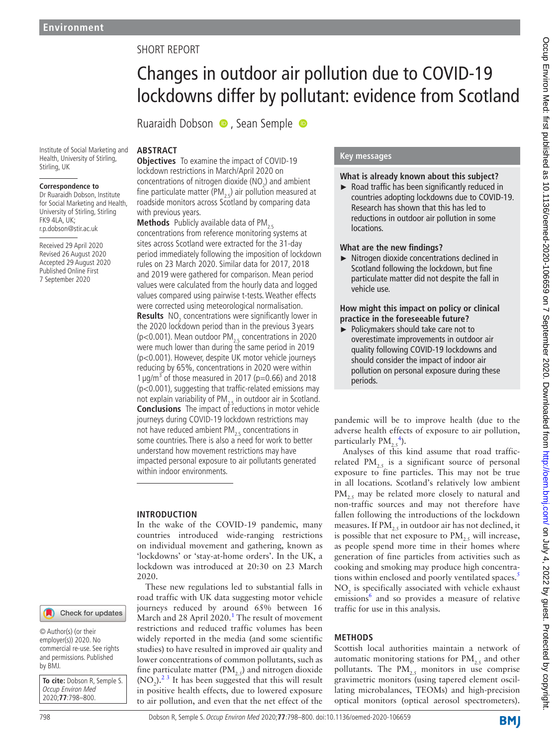Environment

SHORT REPORT

# Changes in outdoor air pollution due to COVID-19 lockdowns differ by pollutant: evidence from Scotland

Ruaraidh Dobson, Sean Semple

Institute of Social Marketing and Health, University of Stirling, Stirling, UK

**Correspondence to**
Dr Ruaraidh Dobson, Institute for Social Marketing and Health, University of Stirling, Stirling FK9 4LA, UK; r.p.dobson@stir.ac.uk

Received 29 April 2020
Revised 26 August 2020
Accepted 29 August 2020
Published Online First 7 September 2020

## ABSTRACT

**Objectives** To examine the impact of COVID-19 lockdown restrictions in March/April 2020 on concentrations of nitrogen dioxide ($NO_2$) and ambient fine particulate matter ($PM_{2.5}$) air pollution measured at roadside monitors across Scotland by comparing data with previous years.

**Methods** Publicly available data of $PM_{2.5}$ concentrations from reference monitoring systems at sites across Scotland were extracted for the 31-day period immediately following the imposition of lockdown rules on 23 March 2020. Similar data for 2017, 2018 and 2019 were gathered for comparison. Mean period values were calculated from the hourly data and logged values compared using pairwise t-tests. Weather effects were corrected using meteorological normalisation.

**Results** $NO_2$ concentrations were significantly lower in the 2020 lockdown period than in the previous 3 years ($p<0.001$). Mean outdoor $PM_{2.5}$ concentrations in 2020 were much lower than during the same period in 2019 ($p<0.001$). However, despite UK motor vehicle journeys reducing by 65%, concentrations in 2020 were within 1 µg/m$^3$ of those measured in 2017 ($p=0.66$) and 2018 ($p<0.001$), suggesting that traffic-related emissions may not explain variability of $PM_{2.5}$ in outdoor air in Scotland.

**Conclusions** The impact of reductions in motor vehicle journeys during COVID-19 lockdown restrictions may not have reduced ambient $PM_{2.5}$ concentrations in some countries. There is also a need for work to better understand how movement restrictions may have impacted personal exposure to air pollutants generated within indoor environments.

## Key messages

**What is already known about this subject?**

- Road traffic has been significantly reduced in countries adopting lockdowns due to COVID-19. Research has shown that this has led to reductions in outdoor air pollution in some locations.

**What are the new findings?**

- Nitrogen dioxide concentrations declined in Scotland following the lockdown, but fine particulate matter did not despite the fall in vehicle use.

**How might this impact on policy or clinical practice in the foreseeable future?**

- Policymakers should take care not to overestimate improvements in outdoor air quality following COVID-19 lockdowns and should consider the impact of indoor air pollution on personal exposure during these periods.

## INTRODUCTION

In the wake of the COVID-19 pandemic, many countries introduced wide-ranging restrictions on individual movement and gathering, known as 'lockdowns' or 'stay-at-home orders'. In the UK, a lockdown was introduced at 20:30 on 23 March 2020.

These new regulations led to substantial falls in road traffic with UK data suggesting motor vehicle journeys reduced by around 65% between 16 March and 28 April 2020.[1] The result of movement restrictions and reduced traffic volumes has been widely reported in the media (and some scientific studies) to have resulted in improved air quality and lower concentrations of common pollutants, such as fine particulate matter ($PM_{2.5}$) and nitrogen dioxide ($NO_2$).[2,3] It has been suggested that this will result in positive health effects, due to lowered exposure to air pollution, and even that the net effect of the pandemic will be to improve health (due to the adverse health effects of exposure to air pollution, particularly $PM_{2.5}$[4]).

Analyses of this kind assume that road traffic-related $PM_{2.5}$ is a significant source of personal exposure to fine particles. This may not be true in all locations. Scotland's relatively low ambient $PM_{2.5}$ may be related more closely to natural and non-traffic sources and may not therefore have fallen following the introductions of the lockdown measures. If $PM_{2.5}$ in outdoor air has not declined, it is possible that net exposure to $PM_{2.5}$ will increase, as people spend more time in their homes where generation of fine particles from activities such as cooking and smoking may produce high concentrations within enclosed and poorly ventilated spaces.[5] $NO_2$ is specifically associated with vehicle exhaust emissions[6] and so provides a measure of relative traffic for use in this analysis.

## METHODS

Scottish local authorities maintain a network of automatic monitoring stations for $PM_{2.5}$ and other pollutants. The $PM_{2.5}$ monitors in use comprise gravimetric monitors (using tapered element oscillating microbalances, TEOMs) and high-precision optical monitors (optical aerosol spectrometers).

© Author(s) (or their employer(s)) 2020. No commercial re-use. See rights and permissions. Published by BMJ.

**To cite:** Dobson R, Semple S. *Occup Environ Med* 2020;**77**:798–800.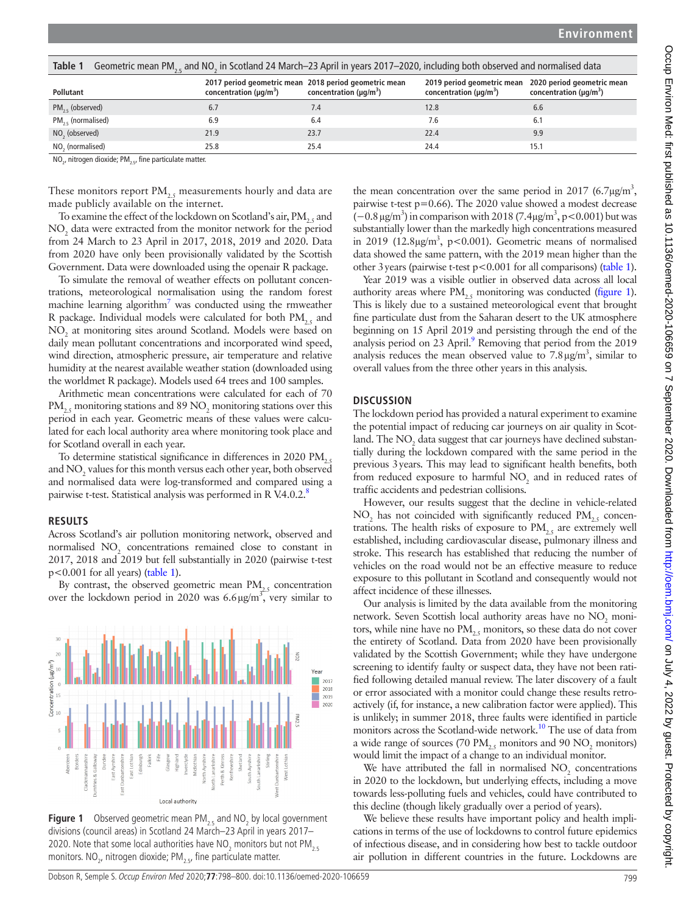**Table 1** Geometric mean $PM_{2.5}$ and $NO_2$ in Scotland 24 March–23 April in years 2017–2020, including both observed and normalised data

| Pollutant | 2017 period geometric mean concentration ($\mu g/m^3$) | 2018 period geometric mean concentration ($\mu g/m^3$) | 2019 period geometric mean concentration ($\mu g/m^3$) | 2020 period geometric mean concentration ($\mu g/m^3$) |
|---|---|---|---|---|
| $PM_{2.5}$ (observed) | 6.7 | 7.4 | 12.8 | 6.6 |
| $PM_{2.5}$ (normalised) | 6.9 | 6.4 | 7.6 | 6.1 |
| $NO_2$ (observed) | 21.9 | 23.7 | 22.4 | 9.9 |
| $NO_2$ (normalised) | 25.8 | 25.4 | 24.4 | 15.1 |

$NO_2$, nitrogen dioxide; $PM_{2.5}$, fine particulate matter.

These monitors report $PM_{2.5}$ measurements hourly and data are made publicly available on the internet.

To examine the effect of the lockdown on Scotland's air, $PM_{2.5}$ and $NO_2$ data were extracted from the monitor network for the period from 24 March to 23 April in 2017, 2018, 2019 and 2020. Data from 2020 have only been provisionally validated by the Scottish Government. Data were downloaded using the openair R package.

To simulate the removal of weather effects on pollutant concentrations, meteorological normalisation using the random forest machine learning algorithm[7] was conducted using the rmweather R package. Individual models were calculated for both $PM_{2.5}$ and $NO_2$ at monitoring sites around Scotland. Models were based on daily mean pollutant concentrations and incorporated wind speed, wind direction, atmospheric pressure, air temperature and relative humidity at the nearest available weather station (downloaded using the worldmet R package). Models used 64 trees and 100 samples.

Arithmetic mean concentrations were calculated for each of 70 $PM_{2.5}$ monitoring stations and 89 $NO_2$ monitoring stations over this period in each year. Geometric means of these values were calculated for each local authority area where monitoring took place and for Scotland overall in each year.

To determine statistical significance in differences in 2020 $PM_{2.5}$ and $NO_2$ values for this month versus each other year, both observed and normalised data were log-transformed and compared using a pairwise t-test. Statistical analysis was performed in R V.4.0.2.[8]

## RESULTS

Across Scotland's air pollution monitoring network, observed and normalised $NO_2$ concentrations remained close to constant in 2017, 2018 and 2019 but fell substantially in 2020 (pairwise t-test $p<0.001$ for all years) (table 1).

By contrast, the observed geometric mean $PM_{2.5}$ concentration over the lockdown period in 2020 was 6.6 $\mu g/m^3$, very similar to the mean concentration over the same period in 2017 (6.7 $\mu g/m^3$, pairwise t-test $p=0.66$). The 2020 value showed a modest decrease ($-0.8\ \mu g/m^3$) in comparison with 2018 (7.4 $\mu g/m^3$, $p<0.001$) but was substantially lower than the markedly high concentrations measured in 2019 (12.8 $\mu g/m^3$, $p<0.001$). Geometric means of normalised data showed the same pattern, with the 2019 mean higher than the other 3 years (pairwise t-test $p<0.001$ for all comparisons) (table 1).

Year 2019 was a visible outlier in observed data across all local authority areas where $PM_{2.5}$ monitoring was conducted (figure 1). This is likely due to a sustained meteorological event that brought fine particulate dust from the Saharan desert to the UK atmosphere beginning on 15 April 2019 and persisting through the end of the analysis period on 23 April.[9] Removing that period from the 2019 analysis reduces the mean observed value to 7.8 $\mu g/m^3$, similar to overall values from the three other years in this analysis.

**Figure 1** Observed geometric mean $PM_{2.5}$ and $NO_2$ by local government divisions (council areas) in Scotland 24 March–23 April in years 2017–2020. Note that some local authorities have $NO_2$ monitors but not $PM_{2.5}$ monitors. $NO_2$, nitrogen dioxide; $PM_{2.5}$, fine particulate matter.

## DISCUSSION

The lockdown period has provided a natural experiment to examine the potential impact of reducing car journeys on air quality in Scotland. The $NO_2$ data suggest that car journeys have declined substantially during the lockdown compared with the same period in the previous 3 years. This may lead to significant health benefits, both from reduced exposure to harmful $NO_2$ and in reduced rates of traffic accidents and pedestrian collisions.

However, our results suggest that the decline in vehicle-related $NO_2$ has not coincided with significantly reduced $PM_{2.5}$ concentrations. The health risks of exposure to $PM_{2.5}$ are extremely well established, including cardiovascular disease, pulmonary illness and stroke. This research has established that reducing the number of vehicles on the road would not be an effective measure to reduce exposure to this pollutant in Scotland and consequently would not affect incidence of these illnesses.

Our analysis is limited by the data available from the monitoring network. Seven Scottish local authority areas have no $NO_2$ monitors, while nine have no $PM_{2.5}$ monitors, so these data do not cover the entirety of Scotland. Data from 2020 have been provisionally validated by the Scottish Government; while they have undergone screening to identify faulty or suspect data, they have not been ratified following detailed manual review. The later discovery of a fault or error associated with a monitor could change these results retroactively (if, for instance, a new calibration factor were applied). This is unlikely; in summer 2018, three faults were identified in particle monitors across the Scotland-wide network.[10] The use of data from a wide range of sources (70 $PM_{2.5}$ monitors and 90 $NO_2$ monitors) would limit the impact of a change to an individual monitor.

We have attributed the fall in normalised $NO_2$ concentrations in 2020 to the lockdown, but underlying effects, including a move towards less-polluting fuels and vehicles, could have contributed to this decline (though likely gradually over a period of years).

We believe these results have important policy and health implications in terms of the use of lockdowns to control future epidemics of infectious disease, and in considering how best to tackle outdoor air pollution in different countries in the future. Lockdowns are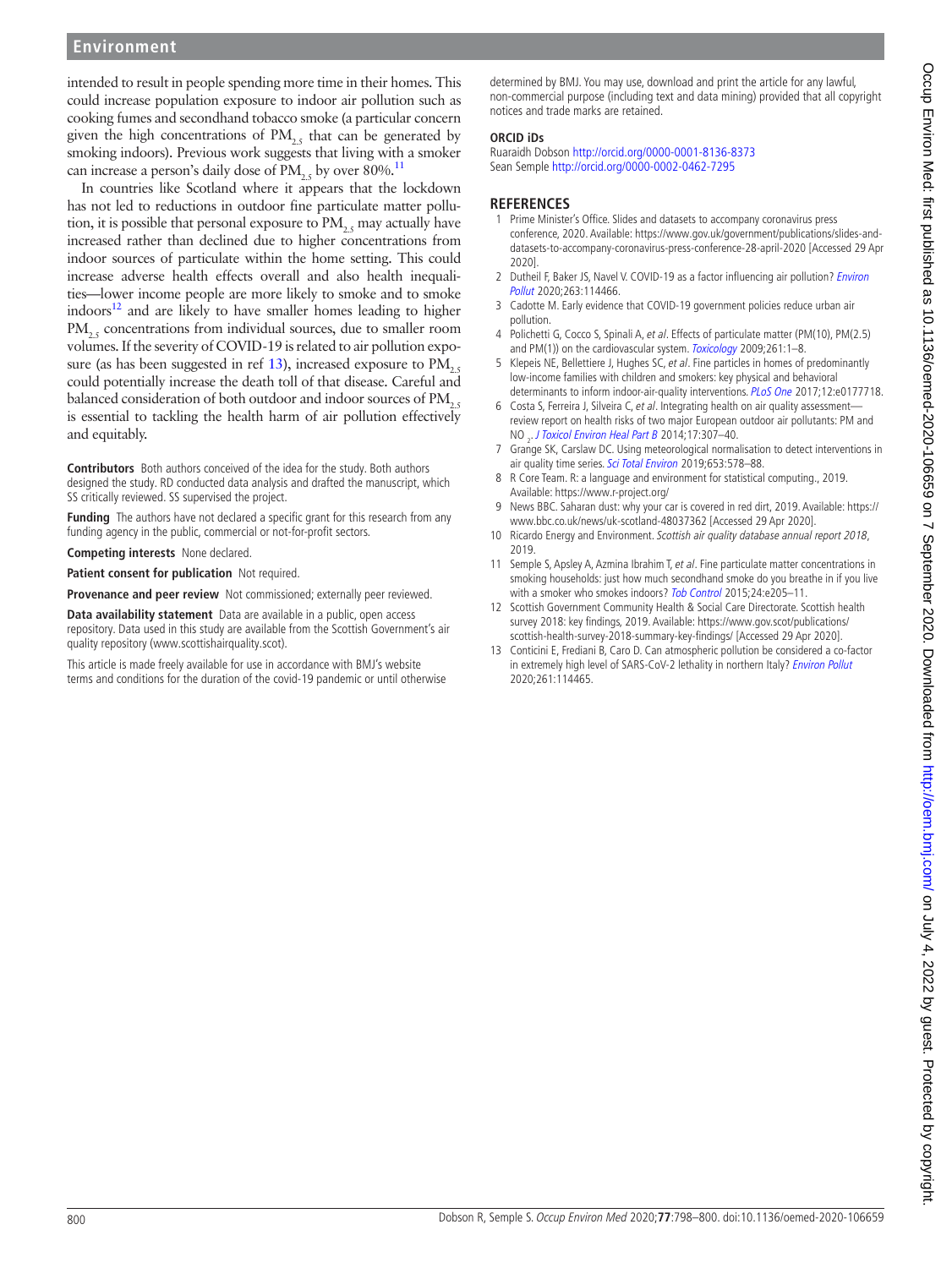intended to result in people spending more time in their homes. This could increase population exposure to indoor air pollution such as cooking fumes and secondhand tobacco smoke (a particular concern given the high concentrations of $PM_{2.5}$ that can be generated by smoking indoors). Previous work suggests that living with a smoker can increase a person's daily dose of $PM_{2.5}$ by over 80%.[11]

In countries like Scotland where it appears that the lockdown has not led to reductions in outdoor fine particulate matter pollution, it is possible that personal exposure to $PM_{2.5}$ may actually have increased rather than declined due to higher concentrations from indoor sources of particulate within the home setting. This could increase adverse health effects overall and also health inequalities—lower income people are more likely to smoke and to smoke indoors[12] and are likely to have smaller homes leading to higher $PM_{2.5}$ concentrations from individual sources, due to smaller room volumes. If the severity of COVID-19 is related to air pollution exposure (as has been suggested in ref 13), increased exposure to $PM_{2.5}$ could potentially increase the death toll of that disease. Careful and balanced consideration of both outdoor and indoor sources of $PM_{2.5}$ is essential to tackling the health harm of air pollution effectively and equitably.

**Contributors** Both authors conceived of the idea for the study. Both authors designed the study. RD conducted data analysis and drafted the manuscript, which SS critically reviewed. SS supervised the project.

**Funding** The authors have not declared a specific grant for this research from any funding agency in the public, commercial or not-for-profit sectors.

**Competing interests** None declared.

**Patient consent for publication** Not required.

**Provenance and peer review** Not commissioned; externally peer reviewed.

**Data availability statement** Data are available in a public, open access repository. Data used in this study are available from the Scottish Government's air quality repository (www.scottishairquality.scot).

This article is made freely available for use in accordance with BMJ's website terms and conditions for the duration of the covid-19 pandemic or until otherwise determined by BMJ. You may use, download and print the article for any lawful, non-commercial purpose (including text and data mining) provided that all copyright notices and trade marks are retained.

**ORCID iDs**

Ruaraidh Dobson http://orcid.org/0000-0001-8136-8373
Sean Semple http://orcid.org/0000-0002-0462-7295

## REFERENCES

1. Prime Minister's Office. Slides and datasets to accompany coronavirus press conference, 2020. Available: https://www.gov.uk/government/publications/slides-and-datasets-to-accompany-coronavirus-press-conference-28-april-2020 [Accessed 29 Apr 2020].
2. Dutheil F, Baker JS, Navel V. COVID-19 as a factor influencing air pollution? *Environ Pollut* 2020;263:114466.
3. Cadotte M. Early evidence that COVID-19 government policies reduce urban air pollution.
4. Polichetti G, Cocco S, Spinali A, *et al*. Effects of particulate matter (PM(10), PM(2.5) and PM(1)) on the cardiovascular system. *Toxicology* 2009;261:1–8.
5. Klepeis NE, Bellettiere J, Hughes SC, *et al*. Fine particles in homes of predominantly low-income families with children and smokers: key physical and behavioral determinants to inform indoor-air-quality interventions. *PLoS One* 2017;12:e0177718.
6. Costa S, Ferreira J, Silveira C, *et al*. Integrating health on air quality assessment—review report on health risks of two major European outdoor air pollutants: PM and $NO_2$. *J Toxicol Environ Heal Part B* 2014;17:307–40.
7. Grange SK, Carslaw DC. Using meteorological normalisation to detect interventions in air quality time series. *Sci Total Environ* 2019;653:578–88.
8. R Core Team. R: a language and environment for statistical computing., 2019. Available: https://www.r-project.org/
9. News BBC. Saharan dust: why your car is covered in red dirt, 2019. Available: https://www.bbc.co.uk/news/uk-scotland-48037362 [Accessed 29 Apr 2020].
10. Ricardo Energy and Environment. *Scottish air quality database annual report 2018*, 2019.
11. Semple S, Apsley A, Azmina Ibrahim T, *et al*. Fine particulate matter concentrations in smoking households: just how much secondhand smoke do you breathe in if you live with a smoker who smokes indoors? *Tob Control* 2015;24:e205–11.
12. Scottish Government Community Health & Social Care Directorate. Scottish health survey 2018: key findings, 2019. Available: https://www.gov.scot/publications/scottish-health-survey-2018-summary-key-findings/ [Accessed 29 Apr 2020].
13. Conticini E, Frediani B, Caro D. Can atmospheric pollution be considered a co-factor in extremely high level of SARS-CoV-2 lethality in northern Italy? *Environ Pollut* 2020;261:114465.